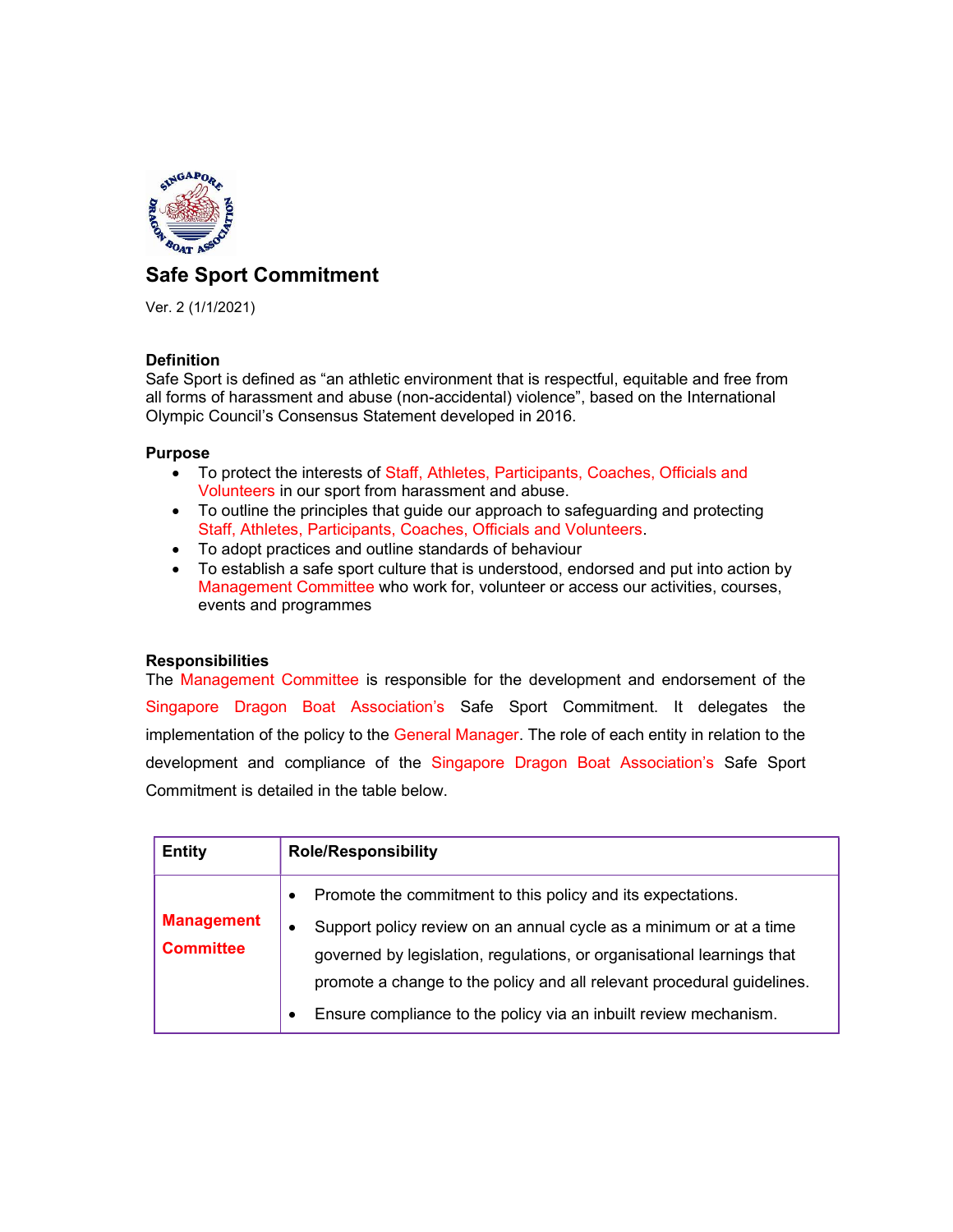# Safe Sport Commitment

Ver. 2 (1/1/2021)

**Definition**

Safe Sport is defined as "an athletic environment that is respectful, equitable and free from all forms of harassment and abuse (non-accidental) violence", based on the International Olympic Council's Consensus Statement developed in 2016.

**Purpose**

- To protect the interests of Staff, Athletes, Participants, Coaches, Officials and Volunteers in our sport from harassment and abuse.
- To outline the principles that guide our approach to safeguarding and protecting Staff, Athletes, Participants, Coaches, Officials and Volunteers.
- To adopt practices and outline standards of behaviour
- To establish a safe sport culture that is understood, endorsed and put into action by Management Committee who work for, volunteer or access our activities, courses, events and programmes

**Responsibilities**

The Management Committee is responsible for the development and endorsement of the Singapore Dragon Boat Association's Safe Sport Commitment. It delegates the implementation of the policy to the General Manager. The role of each entity in relation to the development and compliance of the Singapore Dragon Boat Association's Safe Sport Commitment is detailed in the table below.

| Entity | Role/Responsibility |
| --- | --- |
| **Management Committee** | • Promote the commitment to this policy and its expectations.<br>• Support policy review on an annual cycle as a minimum or at a time governed by legislation, regulations, or organisational learnings that promote a change to the policy and all relevant procedural guidelines.<br>• Ensure compliance to the policy via an inbuilt review mechanism. |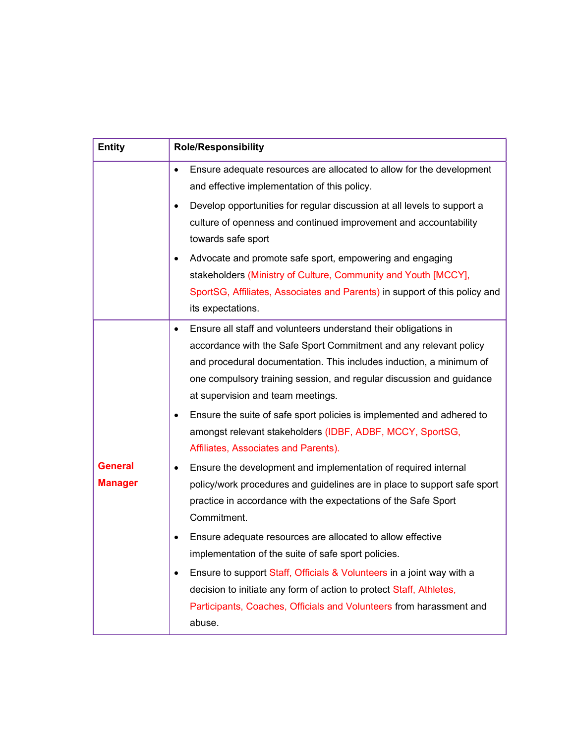| Entity | Role/Responsibility |
|---|---|
| | • Ensure adequate resources are allocated to allow for the development and effective implementation of this policy.<br>• Develop opportunities for regular discussion at all levels to support a culture of openness and continued improvement and accountability towards safe sport<br>• Advocate and promote safe sport, empowering and engaging stakeholders (Ministry of Culture, Community and Youth [MCCY], SportSG, Affiliates, Associates and Parents) in support of this policy and its expectations. |
| **General Manager** | • Ensure all staff and volunteers understand their obligations in accordance with the Safe Sport Commitment and any relevant policy and procedural documentation. This includes induction, a minimum of one compulsory training session, and regular discussion and guidance at supervision and team meetings.<br>• Ensure the suite of safe sport policies is implemented and adhered to amongst relevant stakeholders (IDBF, ADBF, MCCY, SportSG, Affiliates, Associates and Parents).<br>• Ensure the development and implementation of required internal policy/work procedures and guidelines are in place to support safe sport practice in accordance with the expectations of the Safe Sport Commitment.<br>• Ensure adequate resources are allocated to allow effective implementation of the suite of safe sport policies.<br>• Ensure to support Staff, Officials & Volunteers in a joint way with a decision to initiate any form of action to protect Staff, Athletes, Participants, Coaches, Officials and Volunteers from harassment and abuse. |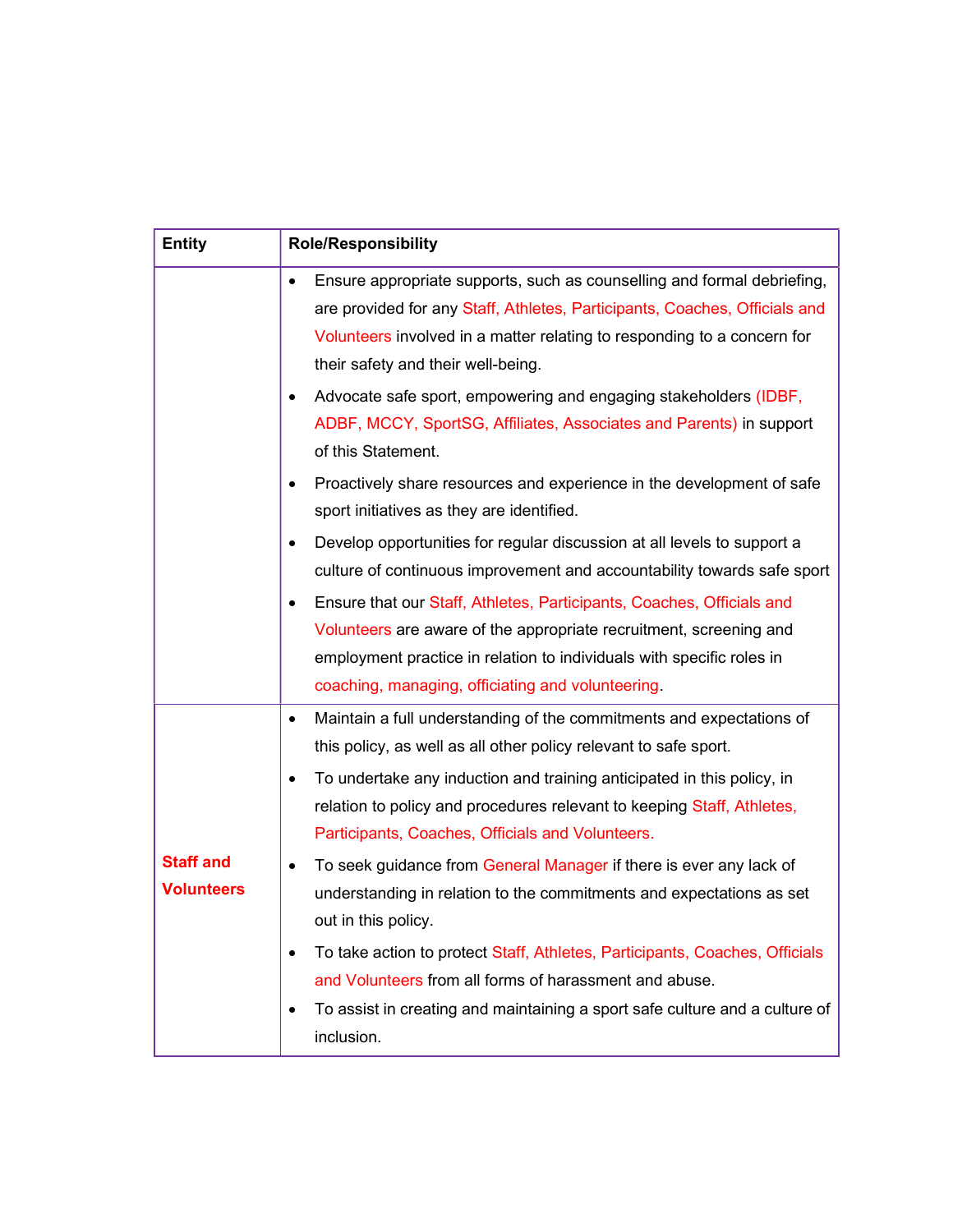| Entity | Role/Responsibility |
| --- | --- |
| | • Ensure appropriate supports, such as counselling and formal debriefing, are provided for any Staff, Athletes, Participants, Coaches, Officials and Volunteers involved in a matter relating to responding to a concern for their safety and their well-being.<br>• Advocate safe sport, empowering and engaging stakeholders (IDBF, ADBF, MCCY, SportSG, Affiliates, Associates and Parents) in support of this Statement.<br>• Proactively share resources and experience in the development of safe sport initiatives as they are identified.<br>• Develop opportunities for regular discussion at all levels to support a culture of continuous improvement and accountability towards safe sport<br>• Ensure that our Staff, Athletes, Participants, Coaches, Officials and Volunteers are aware of the appropriate recruitment, screening and employment practice in relation to individuals with specific roles in coaching, managing, officiating and volunteering. |
| **Staff and Volunteers** | • Maintain a full understanding of the commitments and expectations of this policy, as well as all other policy relevant to safe sport.<br>• To undertake any induction and training anticipated in this policy, in relation to policy and procedures relevant to keeping Staff, Athletes, Participants, Coaches, Officials and Volunteers.<br>• To seek guidance from General Manager if there is ever any lack of understanding in relation to the commitments and expectations as set out in this policy.<br>• To take action to protect Staff, Athletes, Participants, Coaches, Officials and Volunteers from all forms of harassment and abuse.<br>• To assist in creating and maintaining a sport safe culture and a culture of inclusion. |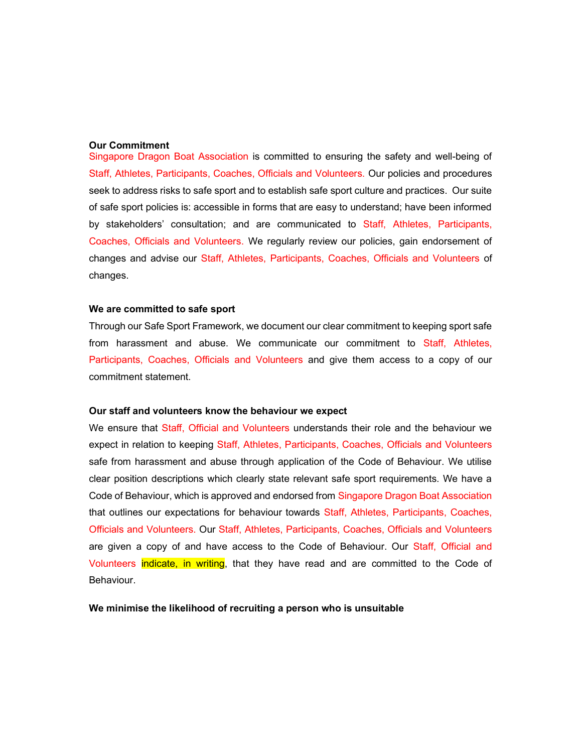**Our Commitment**

Singapore Dragon Boat Association is committed to ensuring the safety and well-being of Staff, Athletes, Participants, Coaches, Officials and Volunteers. Our policies and procedures seek to address risks to safe sport and to establish safe sport culture and practices. Our suite of safe sport policies is: accessible in forms that are easy to understand; have been informed by stakeholders' consultation; and are communicated to Staff, Athletes, Participants, Coaches, Officials and Volunteers. We regularly review our policies, gain endorsement of changes and advise our Staff, Athletes, Participants, Coaches, Officials and Volunteers of changes.

**We are committed to safe sport**

Through our Safe Sport Framework, we document our clear commitment to keeping sport safe from harassment and abuse. We communicate our commitment to Staff, Athletes, Participants, Coaches, Officials and Volunteers and give them access to a copy of our commitment statement.

**Our staff and volunteers know the behaviour we expect**

We ensure that Staff, Official and Volunteers understands their role and the behaviour we expect in relation to keeping Staff, Athletes, Participants, Coaches, Officials and Volunteers safe from harassment and abuse through application of the Code of Behaviour. We utilise clear position descriptions which clearly state relevant safe sport requirements. We have a Code of Behaviour, which is approved and endorsed from Singapore Dragon Boat Association that outlines our expectations for behaviour towards Staff, Athletes, Participants, Coaches, Officials and Volunteers. Our Staff, Athletes, Participants, Coaches, Officials and Volunteers are given a copy of and have access to the Code of Behaviour. Our Staff, Official and Volunteers indicate, in writing, that they have read and are committed to the Code of Behaviour.

**We minimise the likelihood of recruiting a person who is unsuitable**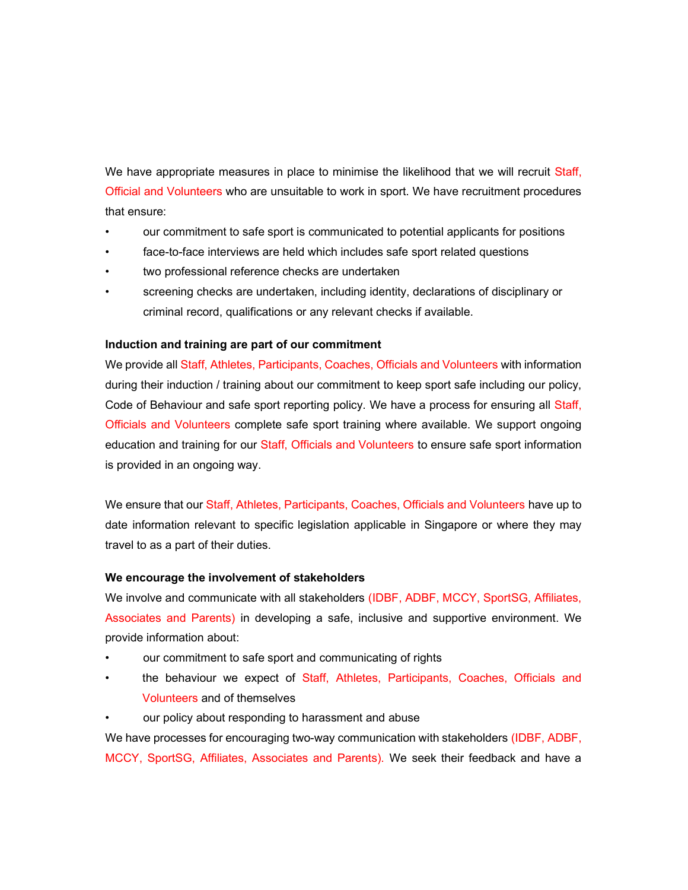We have appropriate measures in place to minimise the likelihood that we will recruit Staff, Official and Volunteers who are unsuitable to work in sport. We have recruitment procedures that ensure:

- our commitment to safe sport is communicated to potential applicants for positions
- face-to-face interviews are held which includes safe sport related questions
- two professional reference checks are undertaken
- screening checks are undertaken, including identity, declarations of disciplinary or criminal record, qualifications or any relevant checks if available.

**Induction and training are part of our commitment**

We provide all Staff, Athletes, Participants, Coaches, Officials and Volunteers with information during their induction / training about our commitment to keep sport safe including our policy, Code of Behaviour and safe sport reporting policy. We have a process for ensuring all Staff, Officials and Volunteers complete safe sport training where available. We support ongoing education and training for our Staff, Officials and Volunteers to ensure safe sport information is provided in an ongoing way.

We ensure that our Staff, Athletes, Participants, Coaches, Officials and Volunteers have up to date information relevant to specific legislation applicable in Singapore or where they may travel to as a part of their duties.

**We encourage the involvement of stakeholders**

We involve and communicate with all stakeholders (IDBF, ADBF, MCCY, SportSG, Affiliates, Associates and Parents) in developing a safe, inclusive and supportive environment. We provide information about:

- our commitment to safe sport and communicating of rights
- the behaviour we expect of Staff, Athletes, Participants, Coaches, Officials and Volunteers and of themselves
- our policy about responding to harassment and abuse

We have processes for encouraging two-way communication with stakeholders (IDBF, ADBF, MCCY, SportSG, Affiliates, Associates and Parents). We seek their feedback and have a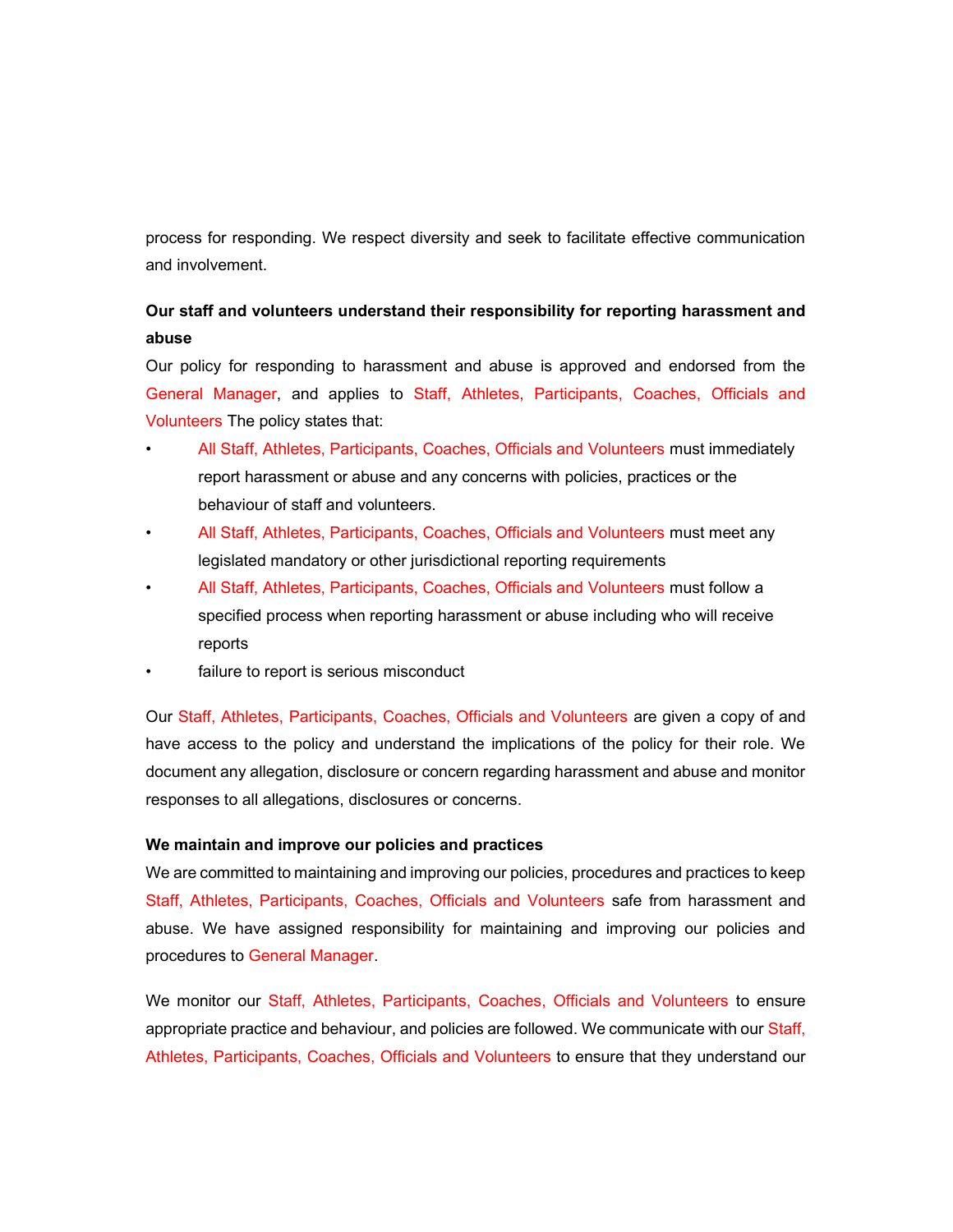process for responding. We respect diversity and seek to facilitate effective communication and involvement.

**Our staff and volunteers understand their responsibility for reporting harassment and abuse**

Our policy for responding to harassment and abuse is approved and endorsed from the General Manager, and applies to Staff, Athletes, Participants, Coaches, Officials and Volunteers The policy states that:

- All Staff, Athletes, Participants, Coaches, Officials and Volunteers must immediately report harassment or abuse and any concerns with policies, practices or the behaviour of staff and volunteers.
- All Staff, Athletes, Participants, Coaches, Officials and Volunteers must meet any legislated mandatory or other jurisdictional reporting requirements
- All Staff, Athletes, Participants, Coaches, Officials and Volunteers must follow a specified process when reporting harassment or abuse including who will receive reports
- failure to report is serious misconduct

Our Staff, Athletes, Participants, Coaches, Officials and Volunteers are given a copy of and have access to the policy and understand the implications of the policy for their role. We document any allegation, disclosure or concern regarding harassment and abuse and monitor responses to all allegations, disclosures or concerns.

**We maintain and improve our policies and practices**

We are committed to maintaining and improving our policies, procedures and practices to keep Staff, Athletes, Participants, Coaches, Officials and Volunteers safe from harassment and abuse. We have assigned responsibility for maintaining and improving our policies and procedures to General Manager.

We monitor our Staff, Athletes, Participants, Coaches, Officials and Volunteers to ensure appropriate practice and behaviour, and policies are followed. We communicate with our Staff, Athletes, Participants, Coaches, Officials and Volunteers to ensure that they understand our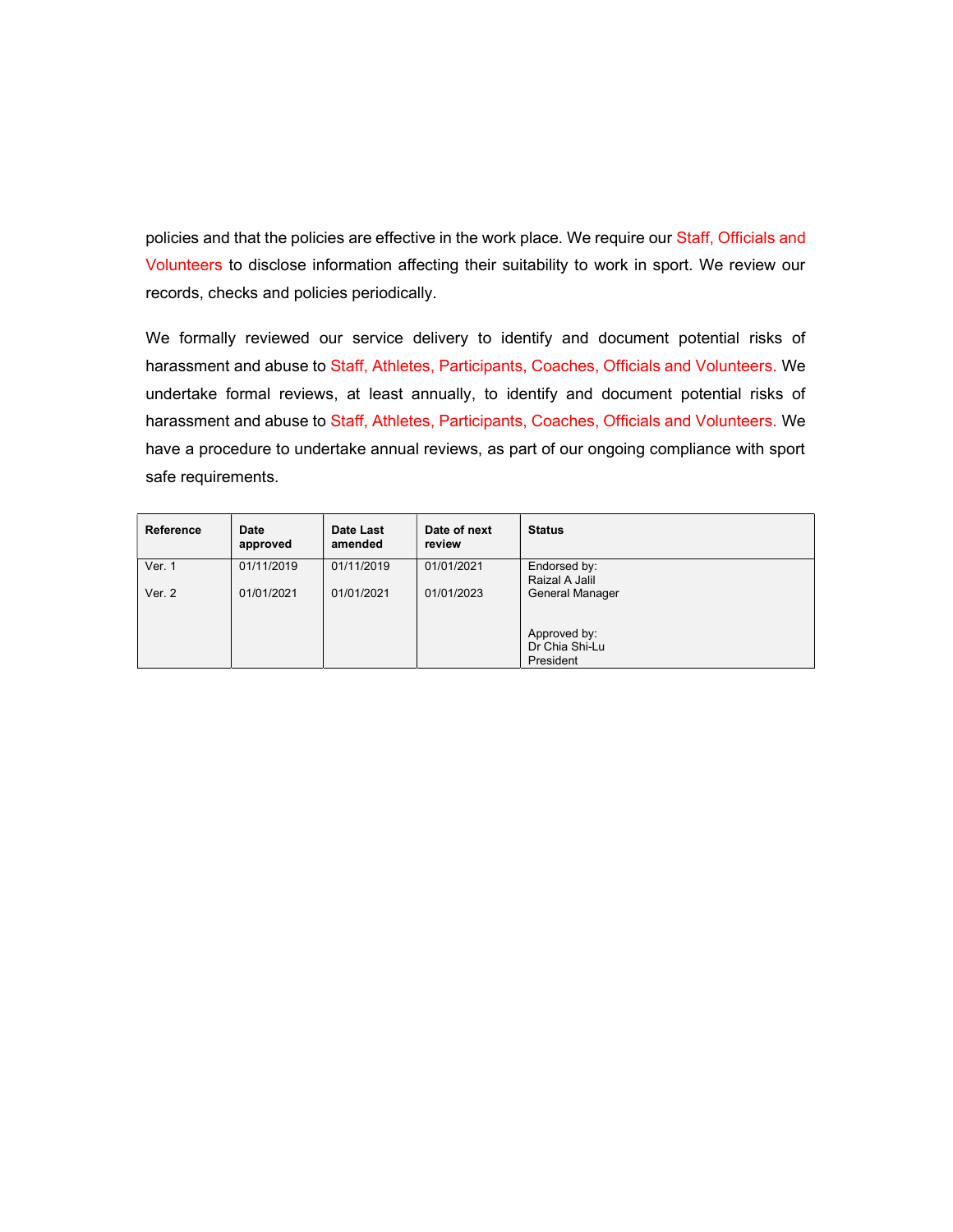policies and that the policies are effective in the work place. We require our Staff, Officials and Volunteers to disclose information affecting their suitability to work in sport. We review our records, checks and policies periodically.

We formally reviewed our service delivery to identify and document potential risks of harassment and abuse to Staff, Athletes, Participants, Coaches, Officials and Volunteers. We undertake formal reviews, at least annually, to identify and document potential risks of harassment and abuse to Staff, Athletes, Participants, Coaches, Officials and Volunteers. We have a procedure to undertake annual reviews, as part of our ongoing compliance with sport safe requirements.

| Reference | Date approved | Date Last amended | Date of next review | Status |
|---|---|---|---|---|
| Ver. 1<br><br>Ver. 2 | 01/11/2019<br><br>01/01/2021 | 01/11/2019<br><br>01/01/2021 | 01/01/2021<br><br>01/01/2023 | Endorsed by:<br>Raizal A Jalil<br>General Manager<br><br>Approved by:<br>Dr Chia Shi-Lu<br>President |